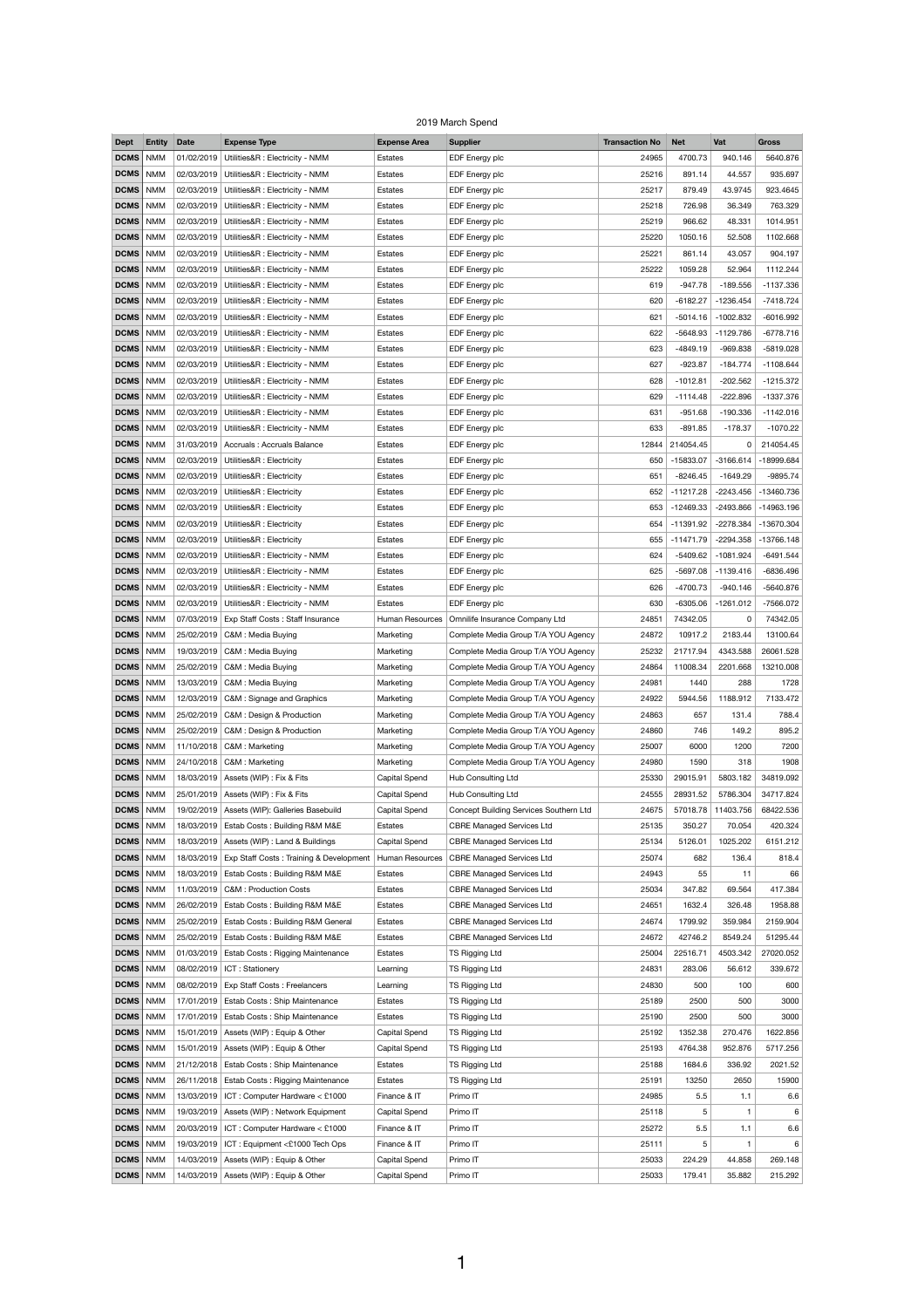# 2019 March Spend

| Dept | Entity | Date | Expense Type | Expense Area | Supplier | Transaction No | Net | Vat | Gross |
|---|---|---|---|---|---|---|---|---|---|
| DCMS | NMM | 01/02/2019 | Utilities&R : Electricity - NMM | Estates | EDF Energy plc | 24965 | 4700.73 | 940.146 | 5640.876 |
| DCMS | NMM | 02/03/2019 | Utilities&R : Electricity - NMM | Estates | EDF Energy plc | 25216 | 891.14 | 44.557 | 935.697 |
| DCMS | NMM | 02/03/2019 | Utilities&R : Electricity - NMM | Estates | EDF Energy plc | 25217 | 879.49 | 43.9745 | 923.4645 |
| DCMS | NMM | 02/03/2019 | Utilities&R : Electricity - NMM | Estates | EDF Energy plc | 25218 | 726.98 | 36.349 | 763.329 |
| DCMS | NMM | 02/03/2019 | Utilities&R : Electricity - NMM | Estates | EDF Energy plc | 25219 | 966.62 | 48.331 | 1014.951 |
| DCMS | NMM | 02/03/2019 | Utilities&R : Electricity - NMM | Estates | EDF Energy plc | 25220 | 1050.16 | 52.508 | 1102.668 |
| DCMS | NMM | 02/03/2019 | Utilities&R : Electricity - NMM | Estates | EDF Energy plc | 25221 | 861.14 | 43.057 | 904.197 |
| DCMS | NMM | 02/03/2019 | Utilities&R : Electricity - NMM | Estates | EDF Energy plc | 25222 | 1059.28 | 52.964 | 1112.244 |
| DCMS | NMM | 02/03/2019 | Utilities&R : Electricity - NMM | Estates | EDF Energy plc | 619 | -947.78 | -189.556 | -1137.336 |
| DCMS | NMM | 02/03/2019 | Utilities&R : Electricity - NMM | Estates | EDF Energy plc | 620 | -6182.27 | -1236.454 | -7418.724 |
| DCMS | NMM | 02/03/2019 | Utilities&R : Electricity - NMM | Estates | EDF Energy plc | 621 | -5014.16 | -1002.832 | -6016.992 |
| DCMS | NMM | 02/03/2019 | Utilities&R : Electricity - NMM | Estates | EDF Energy plc | 622 | -5648.93 | -1129.786 | -6778.716 |
| DCMS | NMM | 02/03/2019 | Utilities&R : Electricity - NMM | Estates | EDF Energy plc | 623 | -4849.19 | -969.838 | -5819.028 |
| DCMS | NMM | 02/03/2019 | Utilities&R : Electricity - NMM | Estates | EDF Energy plc | 627 | -923.87 | -184.774 | -1108.644 |
| DCMS | NMM | 02/03/2019 | Utilities&R : Electricity - NMM | Estates | EDF Energy plc | 628 | -1012.81 | -202.562 | -1215.372 |
| DCMS | NMM | 02/03/2019 | Utilities&R : Electricity - NMM | Estates | EDF Energy plc | 629 | -1114.48 | -222.896 | -1337.376 |
| DCMS | NMM | 02/03/2019 | Utilities&R : Electricity - NMM | Estates | EDF Energy plc | 631 | -951.68 | -190.336 | -1142.016 |
| DCMS | NMM | 02/03/2019 | Utilities&R : Electricity - NMM | Estates | EDF Energy plc | 633 | -891.85 | -178.37 | -1070.22 |
| DCMS | NMM | 31/03/2019 | Accruals : Accruals Balance | Estates | EDF Energy plc | 12844 | 214054.45 | 0 | 214054.45 |
| DCMS | NMM | 02/03/2019 | Utilities&R : Electricity | Estates | EDF Energy plc | 650 | -15833.07 | -3166.614 | -18999.684 |
| DCMS | NMM | 02/03/2019 | Utilities&R : Electricity | Estates | EDF Energy plc | 651 | -8246.45 | -1649.29 | -9895.74 |
| DCMS | NMM | 02/03/2019 | Utilities&R : Electricity | Estates | EDF Energy plc | 652 | -11217.28 | -2243.456 | -13460.736 |
| DCMS | NMM | 02/03/2019 | Utilities&R : Electricity | Estates | EDF Energy plc | 653 | -12469.33 | -2493.866 | -14963.196 |
| DCMS | NMM | 02/03/2019 | Utilities&R : Electricity | Estates | EDF Energy plc | 654 | -11391.92 | -2278.384 | -13670.304 |
| DCMS | NMM | 02/03/2019 | Utilities&R : Electricity | Estates | EDF Energy plc | 655 | -11471.79 | -2294.358 | -13766.148 |
| DCMS | NMM | 02/03/2019 | Utilities&R : Electricity - NMM | Estates | EDF Energy plc | 624 | -5409.62 | -1081.924 | -6491.544 |
| DCMS | NMM | 02/03/2019 | Utilities&R : Electricity - NMM | Estates | EDF Energy plc | 625 | -5697.08 | -1139.416 | -6836.496 |
| DCMS | NMM | 02/03/2019 | Utilities&R : Electricity - NMM | Estates | EDF Energy plc | 626 | -4700.73 | -940.146 | -5640.876 |
| DCMS | NMM | 02/03/2019 | Utilities&R : Electricity - NMM | Estates | EDF Energy plc | 630 | -6305.06 | -1261.012 | -7566.072 |
| DCMS | NMM | 07/03/2019 | Exp Staff Costs : Staff Insurance | Human Resources | Omnilife Insurance Company Ltd | 24851 | 74342.05 | 0 | 74342.05 |
| DCMS | NMM | 25/02/2019 | C&M : Media Buying | Marketing | Complete Media Group T/A YOU Agency | 24872 | 10917.2 | 2183.44 | 13100.64 |
| DCMS | NMM | 19/03/2019 | C&M : Media Buying | Marketing | Complete Media Group T/A YOU Agency | 25232 | 21717.94 | 4343.588 | 26061.528 |
| DCMS | NMM | 25/02/2019 | C&M : Media Buying | Marketing | Complete Media Group T/A YOU Agency | 24864 | 11008.34 | 2201.668 | 13210.008 |
| DCMS | NMM | 13/03/2019 | C&M : Media Buying | Marketing | Complete Media Group T/A YOU Agency | 24981 | 1440 | 288 | 1728 |
| DCMS | NMM | 12/03/2019 | C&M : Signage and Graphics | Marketing | Complete Media Group T/A YOU Agency | 24922 | 5944.56 | 1188.912 | 7133.472 |
| DCMS | NMM | 25/02/2019 | C&M : Design & Production | Marketing | Complete Media Group T/A YOU Agency | 24863 | 657 | 131.4 | 788.4 |
| DCMS | NMM | 25/02/2019 | C&M : Design & Production | Marketing | Complete Media Group T/A YOU Agency | 24860 | 746 | 149.2 | 895.2 |
| DCMS | NMM | 11/10/2018 | C&M : Marketing | Marketing | Complete Media Group T/A YOU Agency | 25007 | 6000 | 1200 | 7200 |
| DCMS | NMM | 24/10/2018 | C&M : Marketing | Marketing | Complete Media Group T/A YOU Agency | 24980 | 1590 | 318 | 1908 |
| DCMS | NMM | 18/03/2019 | Assets (WIP) : Fix & Fits | Capital Spend | Hub Consulting Ltd | 25330 | 29015.91 | 5803.182 | 34819.092 |
| DCMS | NMM | 25/01/2019 | Assets (WIP) : Fix & Fits | Capital Spend | Hub Consulting Ltd | 24555 | 28931.52 | 5786.304 | 34717.824 |
| DCMS | NMM | 19/02/2019 | Assets (WIP): Galleries Basebuild | Capital Spend | Concept Building Services Southern Ltd | 24675 | 57018.78 | 11403.756 | 68422.536 |
| DCMS | NMM | 18/03/2019 | Estab Costs : Building R&M M&E | Estates | CBRE Managed Services Ltd | 25135 | 350.27 | 70.054 | 420.324 |
| DCMS | NMM | 18/03/2019 | Assets (WIP) : Land & Buildings | Capital Spend | CBRE Managed Services Ltd | 25134 | 5126.01 | 1025.202 | 6151.212 |
| DCMS | NMM | 18/03/2019 | Exp Staff Costs : Training & Development | Human Resources | CBRE Managed Services Ltd | 25074 | 682 | 136.4 | 818.4 |
| DCMS | NMM | 18/03/2019 | Estab Costs : Building R&M M&E | Estates | CBRE Managed Services Ltd | 24943 | 55 | 11 | 66 |
| DCMS | NMM | 11/03/2019 | C&M : Production Costs | Estates | CBRE Managed Services Ltd | 25034 | 347.82 | 69.564 | 417.384 |
| DCMS | NMM | 26/02/2019 | Estab Costs : Building R&M M&E | Estates | CBRE Managed Services Ltd | 24651 | 1632.4 | 326.48 | 1958.88 |
| DCMS | NMM | 25/02/2019 | Estab Costs : Building R&M General | Estates | CBRE Managed Services Ltd | 24674 | 1799.92 | 359.984 | 2159.904 |
| DCMS | NMM | 25/02/2019 | Estab Costs : Building R&M M&E | Estates | CBRE Managed Services Ltd | 24672 | 42746.2 | 8549.24 | 51295.44 |
| DCMS | NMM | 01/03/2019 | Estab Costs : Rigging Maintenance | Estates | TS Rigging Ltd | 25004 | 22516.71 | 4503.342 | 27020.052 |
| DCMS | NMM | 08/02/2019 | ICT : Stationery | Learning | TS Rigging Ltd | 24831 | 283.06 | 56.612 | 339.672 |
| DCMS | NMM | 08/02/2019 | Exp Staff Costs : Freelancers | Learning | TS Rigging Ltd | 24830 | 500 | 100 | 600 |
| DCMS | NMM | 17/01/2019 | Estab Costs : Ship Maintenance | Estates | TS Rigging Ltd | 25189 | 2500 | 500 | 3000 |
| DCMS | NMM | 17/01/2019 | Estab Costs : Ship Maintenance | Estates | TS Rigging Ltd | 25190 | 2500 | 500 | 3000 |
| DCMS | NMM | 15/01/2019 | Assets (WIP) : Equip & Other | Capital Spend | TS Rigging Ltd | 25192 | 1352.38 | 270.476 | 1622.856 |
| DCMS | NMM | 15/01/2019 | Assets (WIP) : Equip & Other | Capital Spend | TS Rigging Ltd | 25193 | 4764.38 | 952.876 | 5717.256 |
| DCMS | NMM | 21/12/2018 | Estab Costs : Ship Maintenance | Estates | TS Rigging Ltd | 25188 | 1684.6 | 336.92 | 2021.52 |
| DCMS | NMM | 26/11/2018 | Estab Costs : Rigging Maintenance | Estates | TS Rigging Ltd | 25191 | 13250 | 2650 | 15900 |
| DCMS | NMM | 13/03/2019 | ICT : Computer Hardware < £1000 | Finance & IT | Primo IT | 24985 | 5.5 | 1.1 | 6.6 |
| DCMS | NMM | 19/03/2019 | Assets (WIP) : Network Equipment | Capital Spend | Primo IT | 25118 | 5 | 1 | 6 |
| DCMS | NMM | 20/03/2019 | ICT : Computer Hardware < £1000 | Finance & IT | Primo IT | 25272 | 5.5 | 1.1 | 6.6 |
| DCMS | NMM | 19/03/2019 | ICT : Equipment <£1000 Tech Ops | Finance & IT | Primo IT | 25111 | 5 | 1 | 6 |
| DCMS | NMM | 14/03/2019 | Assets (WIP) : Equip & Other | Capital Spend | Primo IT | 25033 | 224.29 | 44.858 | 269.148 |
| DCMS | NMM | 14/03/2019 | Assets (WIP) : Equip & Other | Capital Spend | Primo IT | 25033 | 179.41 | 35.882 | 215.292 |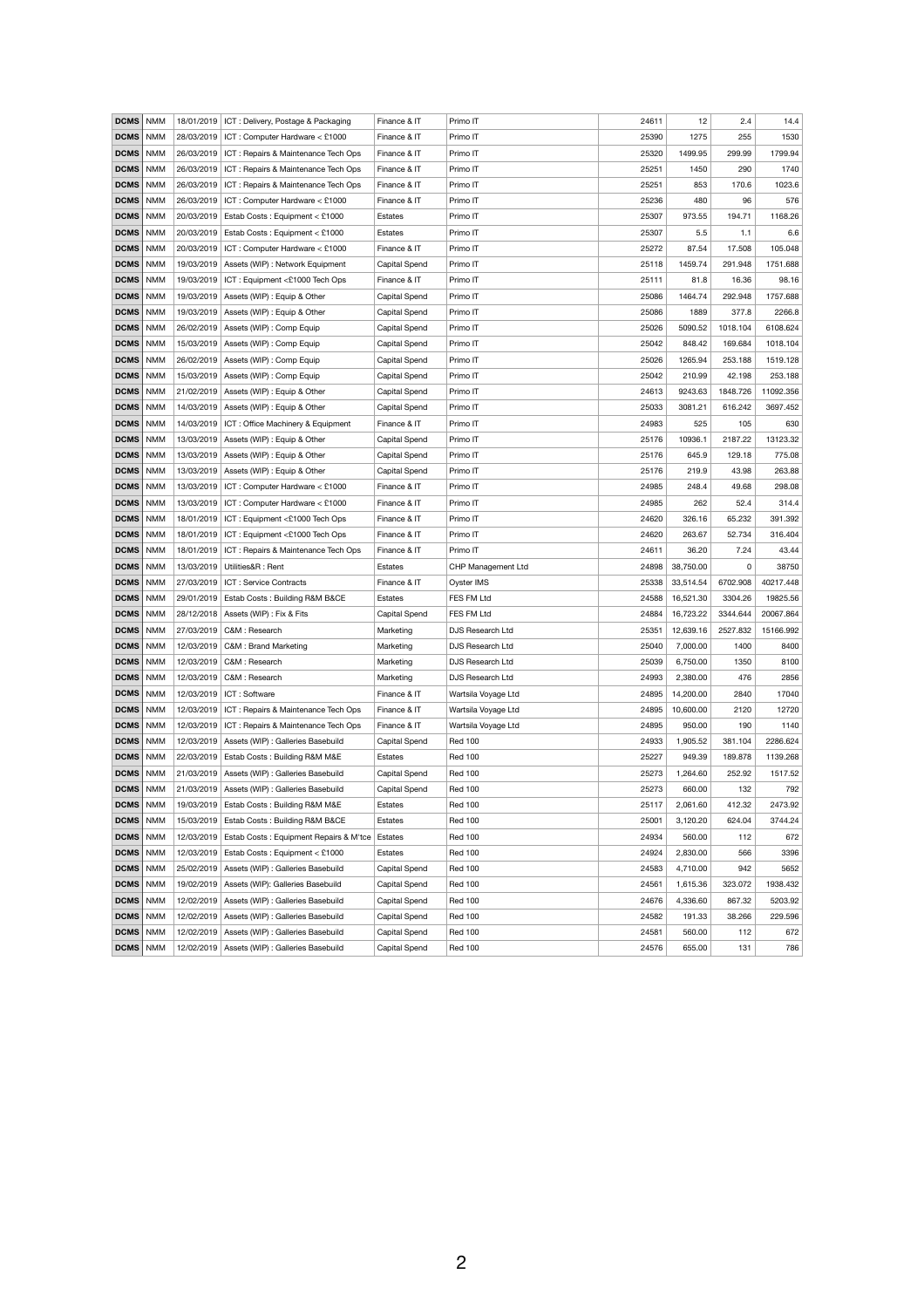| | | | | | | | | | |
|---|---|---|---|---|---|---|---|---|---|
| **DCMS** | NMM | 18/01/2019 | ICT : Delivery, Postage & Packaging | Finance & IT | Primo IT | 24611 | 12 | 2.4 | 14.4 |
| **DCMS** | NMM | 28/03/2019 | ICT : Computer Hardware < £1000 | Finance & IT | Primo IT | 25390 | 1275 | 255 | 1530 |
| **DCMS** | NMM | 26/03/2019 | ICT : Repairs & Maintenance Tech Ops | Finance & IT | Primo IT | 25320 | 1499.95 | 299.99 | 1799.94 |
| **DCMS** | NMM | 26/03/2019 | ICT : Repairs & Maintenance Tech Ops | Finance & IT | Primo IT | 25251 | 1450 | 290 | 1740 |
| **DCMS** | NMM | 26/03/2019 | ICT : Repairs & Maintenance Tech Ops | Finance & IT | Primo IT | 25251 | 853 | 170.6 | 1023.6 |
| **DCMS** | NMM | 26/03/2019 | ICT : Computer Hardware < £1000 | Finance & IT | Primo IT | 25236 | 480 | 96 | 576 |
| **DCMS** | NMM | 20/03/2019 | Estab Costs : Equipment < £1000 | Estates | Primo IT | 25307 | 973.55 | 194.71 | 1168.26 |
| **DCMS** | NMM | 20/03/2019 | Estab Costs : Equipment < £1000 | Estates | Primo IT | 25307 | 5.5 | 1.1 | 6.6 |
| **DCMS** | NMM | 20/03/2019 | ICT : Computer Hardware < £1000 | Finance & IT | Primo IT | 25272 | 87.54 | 17.508 | 105.048 |
| **DCMS** | NMM | 19/03/2019 | Assets (WIP) : Network Equipment | Capital Spend | Primo IT | 25118 | 1459.74 | 291.948 | 1751.688 |
| **DCMS** | NMM | 19/03/2019 | ICT : Equipment <£1000 Tech Ops | Finance & IT | Primo IT | 25111 | 81.8 | 16.36 | 98.16 |
| **DCMS** | NMM | 19/03/2019 | Assets (WIP) : Equip & Other | Capital Spend | Primo IT | 25086 | 1464.74 | 292.948 | 1757.688 |
| **DCMS** | NMM | 19/03/2019 | Assets (WIP) : Equip & Other | Capital Spend | Primo IT | 25086 | 1889 | 377.8 | 2266.8 |
| **DCMS** | NMM | 26/02/2019 | Assets (WIP) : Comp Equip | Capital Spend | Primo IT | 25026 | 5090.52 | 1018.104 | 6108.624 |
| **DCMS** | NMM | 15/03/2019 | Assets (WIP) : Comp Equip | Capital Spend | Primo IT | 25042 | 848.42 | 169.684 | 1018.104 |
| **DCMS** | NMM | 26/02/2019 | Assets (WIP) : Comp Equip | Capital Spend | Primo IT | 25026 | 1265.94 | 253.188 | 1519.128 |
| **DCMS** | NMM | 15/03/2019 | Assets (WIP) : Comp Equip | Capital Spend | Primo IT | 25042 | 210.99 | 42.198 | 253.188 |
| **DCMS** | NMM | 21/02/2019 | Assets (WIP) : Equip & Other | Capital Spend | Primo IT | 24613 | 9243.63 | 1848.726 | 11092.356 |
| **DCMS** | NMM | 14/03/2019 | Assets (WIP) : Equip & Other | Capital Spend | Primo IT | 25033 | 3081.21 | 616.242 | 3697.452 |
| **DCMS** | NMM | 14/03/2019 | ICT : Office Machinery & Equipment | Finance & IT | Primo IT | 24983 | 525 | 105 | 630 |
| **DCMS** | NMM | 13/03/2019 | Assets (WIP) : Equip & Other | Capital Spend | Primo IT | 25176 | 10936.1 | 2187.22 | 13123.32 |
| **DCMS** | NMM | 13/03/2019 | Assets (WIP) : Equip & Other | Capital Spend | Primo IT | 25176 | 645.9 | 129.18 | 775.08 |
| **DCMS** | NMM | 13/03/2019 | Assets (WIP) : Equip & Other | Capital Spend | Primo IT | 25176 | 219.9 | 43.98 | 263.88 |
| **DCMS** | NMM | 13/03/2019 | ICT : Computer Hardware < £1000 | Finance & IT | Primo IT | 24985 | 248.4 | 49.68 | 298.08 |
| **DCMS** | NMM | 13/03/2019 | ICT : Computer Hardware < £1000 | Finance & IT | Primo IT | 24985 | 262 | 52.4 | 314.4 |
| **DCMS** | NMM | 18/01/2019 | ICT : Equipment <£1000 Tech Ops | Finance & IT | Primo IT | 24620 | 326.16 | 65.232 | 391.392 |
| **DCMS** | NMM | 18/01/2019 | ICT : Equipment <£1000 Tech Ops | Finance & IT | Primo IT | 24620 | 263.67 | 52.734 | 316.404 |
| **DCMS** | NMM | 18/01/2019 | ICT : Repairs & Maintenance Tech Ops | Finance & IT | Primo IT | 24611 | 36.20 | 7.24 | 43.44 |
| **DCMS** | NMM | 13/03/2019 | Utilities&R : Rent | Estates | CHP Management Ltd | 24898 | 38,750.00 | 0 | 38750 |
| **DCMS** | NMM | 27/03/2019 | ICT : Service Contracts | Finance & IT | Oyster IMS | 25338 | 33,514.54 | 6702.908 | 40217.448 |
| **DCMS** | NMM | 29/01/2019 | Estab Costs : Building R&M B&CE | Estates | FES FM Ltd | 24588 | 16,521.30 | 3304.26 | 19825.56 |
| **DCMS** | NMM | 28/12/2018 | Assets (WIP) : Fix & Fits | Capital Spend | FES FM Ltd | 24884 | 16,723.22 | 3344.644 | 20067.864 |
| **DCMS** | NMM | 27/03/2019 | C&M : Research | Marketing | DJS Research Ltd | 25351 | 12,639.16 | 2527.832 | 15166.992 |
| **DCMS** | NMM | 12/03/2019 | C&M : Brand Marketing | Marketing | DJS Research Ltd | 25040 | 7,000.00 | 1400 | 8400 |
| **DCMS** | NMM | 12/03/2019 | C&M : Research | Marketing | DJS Research Ltd | 25039 | 6,750.00 | 1350 | 8100 |
| **DCMS** | NMM | 12/03/2019 | C&M : Research | Marketing | DJS Research Ltd | 24993 | 2,380.00 | 476 | 2856 |
| **DCMS** | NMM | 12/03/2019 | ICT : Software | Finance & IT | Wartsila Voyage Ltd | 24895 | 14,200.00 | 2840 | 17040 |
| **DCMS** | NMM | 12/03/2019 | ICT : Repairs & Maintenance Tech Ops | Finance & IT | Wartsila Voyage Ltd | 24895 | 10,600.00 | 2120 | 12720 |
| **DCMS** | NMM | 12/03/2019 | ICT : Repairs & Maintenance Tech Ops | Finance & IT | Wartsila Voyage Ltd | 24895 | 950.00 | 190 | 1140 |
| **DCMS** | NMM | 12/03/2019 | Assets (WIP) : Galleries Basebuild | Capital Spend | Red 100 | 24933 | 1,905.52 | 381.104 | 2286.624 |
| **DCMS** | NMM | 22/03/2019 | Estab Costs : Building R&M M&E | Estates | Red 100 | 25227 | 949.39 | 189.878 | 1139.268 |
| **DCMS** | NMM | 21/03/2019 | Assets (WIP) : Galleries Basebuild | Capital Spend | Red 100 | 25273 | 1,264.60 | 252.92 | 1517.52 |
| **DCMS** | NMM | 21/03/2019 | Assets (WIP) : Galleries Basebuild | Capital Spend | Red 100 | 25273 | 660.00 | 132 | 792 |
| **DCMS** | NMM | 19/03/2019 | Estab Costs : Building R&M M&E | Estates | Red 100 | 25117 | 2,061.60 | 412.32 | 2473.92 |
| **DCMS** | NMM | 15/03/2019 | Estab Costs : Building R&M B&CE | Estates | Red 100 | 25001 | 3,120.20 | 624.04 | 3744.24 |
| **DCMS** | NMM | 12/03/2019 | Estab Costs : Equipment Repairs & M'tce | Estates | Red 100 | 24934 | 560.00 | 112 | 672 |
| **DCMS** | NMM | 12/03/2019 | Estab Costs : Equipment < £1000 | Estates | Red 100 | 24924 | 2,830.00 | 566 | 3396 |
| **DCMS** | NMM | 25/02/2019 | Assets (WIP) : Galleries Basebuild | Capital Spend | Red 100 | 24583 | 4,710.00 | 942 | 5652 |
| **DCMS** | NMM | 19/02/2019 | Assets (WIP): Galleries Basebuild | Capital Spend | Red 100 | 24561 | 1,615.36 | 323.072 | 1938.432 |
| **DCMS** | NMM | 12/02/2019 | Assets (WIP) : Galleries Basebuild | Capital Spend | Red 100 | 24676 | 4,336.60 | 867.32 | 5203.92 |
| **DCMS** | NMM | 12/02/2019 | Assets (WIP) : Galleries Basebuild | Capital Spend | Red 100 | 24582 | 191.33 | 38.266 | 229.596 |
| **DCMS** | NMM | 12/02/2019 | Assets (WIP) : Galleries Basebuild | Capital Spend | Red 100 | 24581 | 560.00 | 112 | 672 |
| **DCMS** | NMM | 12/02/2019 | Assets (WIP) : Galleries Basebuild | Capital Spend | Red 100 | 24576 | 655.00 | 131 | 786 |